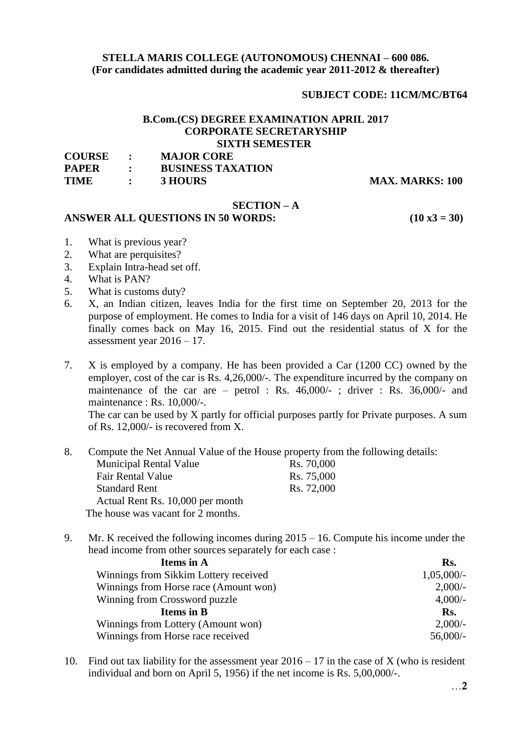**STELLA MARIS COLLEGE (AUTONOMOUS) CHENNAI – 600 086.**
**(For candidates admitted during the academic year 2011-2012 & thereafter)**

**SUBJECT CODE: 11CM/MC/BT64**

**B.Com.(CS) DEGREE EXAMINATION APRIL 2017**
**CORPORATE SECRETARYSHIP**
**SIXTH SEMESTER**

**COURSE : MAJOR CORE**
**PAPER : BUSINESS TAXATION**
**TIME : 3 HOURS** **MAX. MARKS: 100**

## SECTION – A

**ANSWER ALL QUESTIONS IN 50 WORDS: (10 x3 = 30)**

1. What is previous year?
2. What are perquisites?
3. Explain Intra-head set off.
4. What is PAN?
5. What is customs duty?
6. X, an Indian citizen, leaves India for the first time on September 20, 2013 for the purpose of employment. He comes to India for a visit of 146 days on April 10, 2014. He finally comes back on May 16, 2015. Find out the residential status of X for the assessment year 2016 – 17.
7. X is employed by a company. He has been provided a Car (1200 CC) owned by the employer, cost of the car is Rs. 4,26,000/-. The expenditure incurred by the company on maintenance of the car are – petrol : Rs. 46,000/- ; driver : Rs. 36,000/- and maintenance : Rs. 10,000/-.
   The car can be used by X partly for official purposes partly for Private purposes. A sum of Rs. 12,000/- is recovered from X.
8. Compute the Net Annual Value of the House property from the following details:

   | | |
   |---|---|
   | Municipal Rental Value | Rs. 70,000 |
   | Fair Rental Value | Rs. 75,000 |
   | Standard Rent | Rs. 72,000 |
   | Actual Rent Rs. 10,000 per month | |

   The house was vacant for 2 months.
9. Mr. K received the following incomes during 2015 – 16. Compute his income under the head income from other sources separately for each case :

   | **Items in A** | **Rs.** |
   |---|---|
   | Winnings from Sikkim Lottery received | 1,05,000/- |
   | Winnings from Horse race (Amount won) | 2,000/- |
   | Winning from Crossword puzzle | 4,000/- |
   | **Items in B** | **Rs.** |
   | Winnings from Lottery (Amount won) | 2,000/- |
   | Winnings from Horse race received | 56,000/- |

10. Find out tax liability for the assessment year 2016 – 17 in the case of X (who is resident individual and born on April 5, 1956) if the net income is Rs. 5,00,000/-.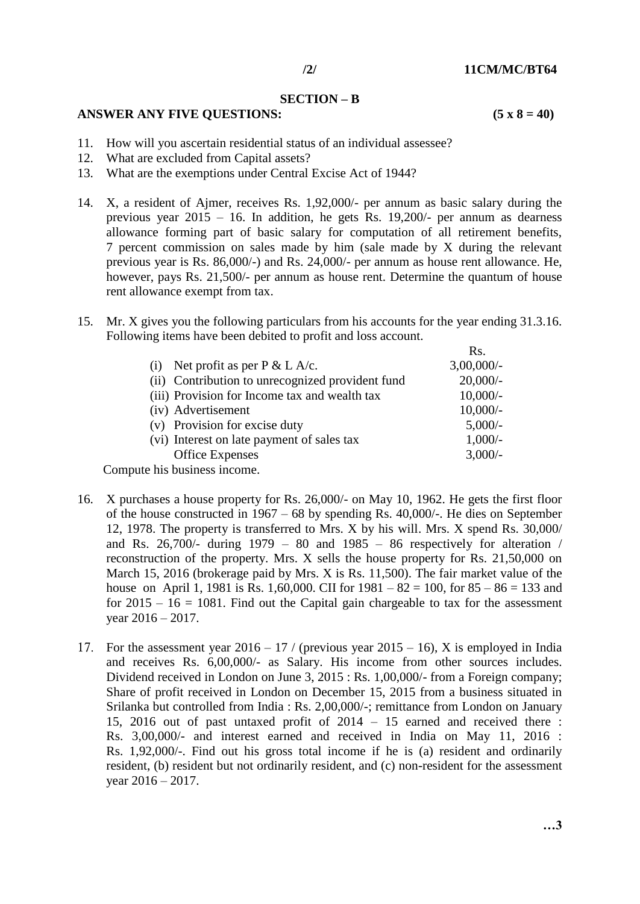## SECTION – B

**ANSWER ANY FIVE QUESTIONS: (5 x 8 = 40)**

11. How will you ascertain residential status of an individual assessee?
12. What are excluded from Capital assets?
13. What are the exemptions under Central Excise Act of 1944?
14. X, a resident of Ajmer, receives Rs. 1,92,000/- per annum as basic salary during the previous year 2015 – 16. In addition, he gets Rs. 19,200/- per annum as dearness allowance forming part of basic salary for computation of all retirement benefits, 7 percent commission on sales made by him (sale made by X during the relevant previous year is Rs. 86,000/-) and Rs. 24,000/- per annum as house rent allowance. He, however, pays Rs. 21,500/- per annum as house rent. Determine the quantum of house rent allowance exempt from tax.
15. Mr. X gives you the following particulars from his accounts for the year ending 31.3.16. Following items have been debited to profit and loss account.

| | Rs. |
|---|---|
| (i) Net profit as per P & L A/c. | 3,00,000/- |
| (ii) Contribution to unrecognized provident fund | 20,000/- |
| (iii) Provision for Income tax and wealth tax | 10,000/- |
| (iv) Advertisement | 10,000/- |
| (v) Provision for excise duty | 5,000/- |
| (vi) Interest on late payment of sales tax | 1,000/- |
| Office Expenses | 3,000/- |

Compute his business income.

16. X purchases a house property for Rs. 26,000/- on May 10, 1962. He gets the first floor of the house constructed in 1967 – 68 by spending Rs. 40,000/-. He dies on September 12, 1978. The property is transferred to Mrs. X by his will. Mrs. X spend Rs. 30,000/ and Rs. 26,700/- during 1979 – 80 and 1985 – 86 respectively for alteration / reconstruction of the property. Mrs. X sells the house property for Rs. 21,50,000 on March 15, 2016 (brokerage paid by Mrs. X is Rs. 11,500). The fair market value of the house on April 1, 1981 is Rs. 1,60,000. CII for 1981 – 82 = 100, for 85 – 86 = 133 and for 2015 – 16 = 1081. Find out the Capital gain chargeable to tax for the assessment year 2016 – 2017.
17. For the assessment year 2016 – 17 / (previous year 2015 – 16), X is employed in India and receives Rs. 6,00,000/- as Salary. His income from other sources includes. Dividend received in London on June 3, 2015 : Rs. 1,00,000/- from a Foreign company; Share of profit received in London on December 15, 2015 from a business situated in Srilanka but controlled from India : Rs. 2,00,000/-; remittance from London on January 15, 2016 out of past untaxed profit of 2014 – 15 earned and received there : Rs. 3,00,000/- and interest earned and received in India on May 11, 2016 : Rs. 1,92,000/-. Find out his gross total income if he is (a) resident and ordinarily resident, (b) resident but not ordinarily resident, and (c) non-resident for the assessment year 2016 – 2017.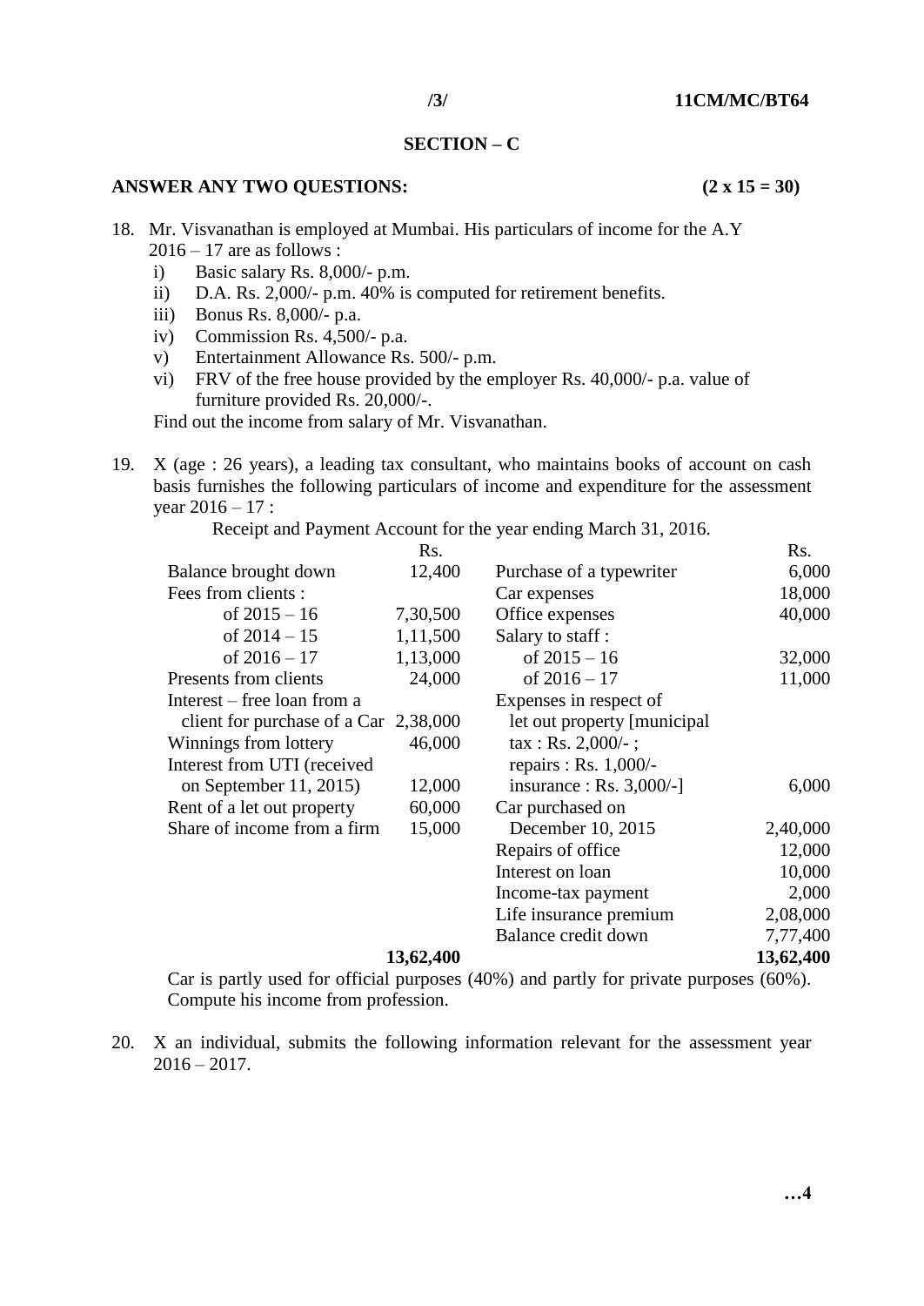## SECTION – C

**ANSWER ANY TWO QUESTIONS:** **(2 x 15 = 30)**

18. Mr. Visvanathan is employed at Mumbai. His particulars of income for the A.Y 2016 – 17 are as follows :
    i) Basic salary Rs. 8,000/- p.m.
    ii) D.A. Rs. 2,000/- p.m. 40% is computed for retirement benefits.
    iii) Bonus Rs. 8,000/- p.a.
    iv) Commission Rs. 4,500/- p.a.
    v) Entertainment Allowance Rs. 500/- p.m.
    vi) FRV of the free house provided by the employer Rs. 40,000/- p.a. value of furniture provided Rs. 20,000/-.

    Find out the income from salary of Mr. Visvanathan.

19. X (age : 26 years), a leading tax consultant, who maintains books of account on cash basis furnishes the following particulars of income and expenditure for the assessment year 2016 – 17 :

    Receipt and Payment Account for the year ending March 31, 2016.

| Receipts | Rs. | Payments | Rs. |
|---|---|---|---|
| Balance brought down | 12,400 | Purchase of a typewriter | 6,000 |
| Fees from clients : | | Car expenses | 18,000 |
| of 2015 – 16 | 7,30,500 | Office expenses | 40,000 |
| of 2014 – 15 | 1,11,500 | Salary to staff : | |
| of 2016 – 17 | 1,13,000 | of 2015 – 16 | 32,000 |
| Presents from clients | 24,000 | of 2016 – 17 | 11,000 |
| Interest – free loan from a client for purchase of a Car | 2,38,000 | Expenses in respect of let out property [municipal tax : Rs. 2,000/- ; repairs : Rs. 1,000/- insurance : Rs. 3,000/-] | 6,000 |
| Winnings from lottery | 46,000 | Car purchased on December 10, 2015 | 2,40,000 |
| Interest from UTI (received on September 11, 2015) | 12,000 | Repairs of office | 12,000 |
| Rent of a let out property | 60,000 | Interest on loan | 10,000 |
| Share of income from a firm | 15,000 | Income-tax payment | 2,000 |
| | | Life insurance premium | 2,08,000 |
| | | Balance credit down | 7,77,400 |
| | **13,62,400** | | **13,62,400** |

    Car is partly used for official purposes (40%) and partly for private purposes (60%). Compute his income from profession.

20. X an individual, submits the following information relevant for the assessment year 2016 – 2017.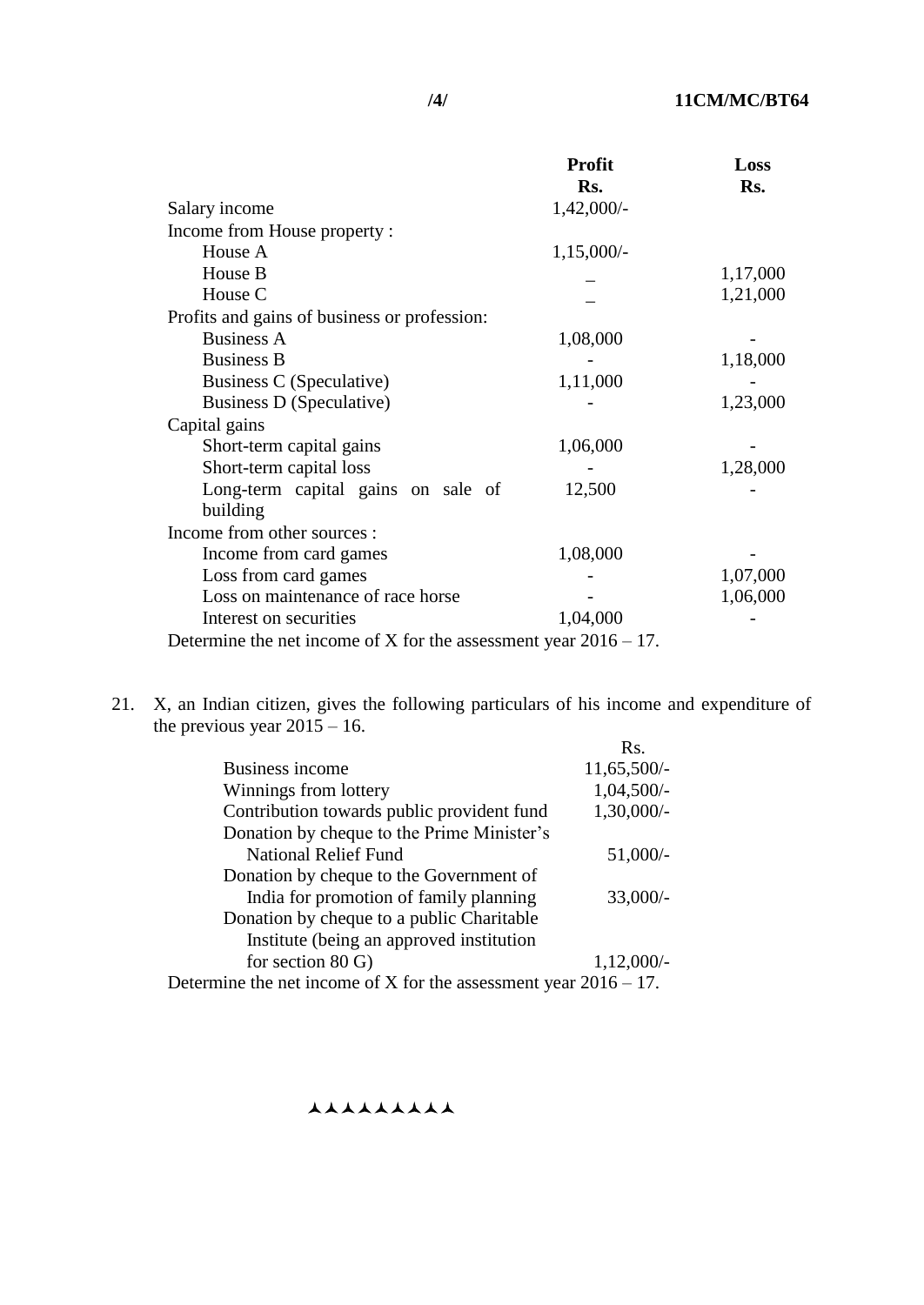| | Profit Rs. | Loss Rs. |
|---|---|---|
| Salary income | 1,42,000/- | |
| Income from House property : | | |
| House A | 1,15,000/- | |
| House B | _ | 1,17,000 |
| House C | _ | 1,21,000 |
| Profits and gains of business or profession: | | |
| Business A | 1,08,000 | - |
| Business B | - | 1,18,000 |
| Business C (Speculative) | 1,11,000 | - |
| Business D (Speculative) | - | 1,23,000 |
| Capital gains | | |
| Short-term capital gains | 1,06,000 | - |
| Short-term capital loss | - | 1,28,000 |
| Long-term capital gains on sale of building | 12,500 | - |
| Income from other sources : | | |
| Income from card games | 1,08,000 | - |
| Loss from card games | - | 1,07,000 |
| Loss on maintenance of race horse | - | 1,06,000 |
| Interest on securities | 1,04,000 | - |

Determine the net income of X for the assessment year 2016 – 17.

21. X, an Indian citizen, gives the following particulars of his income and expenditure of the previous year 2015 – 16.

| | Rs. |
|---|---|
| Business income | 11,65,500/- |
| Winnings from lottery | 1,04,500/- |
| Contribution towards public provident fund | 1,30,000/- |
| Donation by cheque to the Prime Minister's National Relief Fund | 51,000/- |
| Donation by cheque to the Government of India for promotion of family planning | 33,000/- |
| Donation by cheque to a public Charitable Institute (being an approved institution for section 80 G) | 1,12,000/- |

Determine the net income of X for the assessment year 2016 – 17.